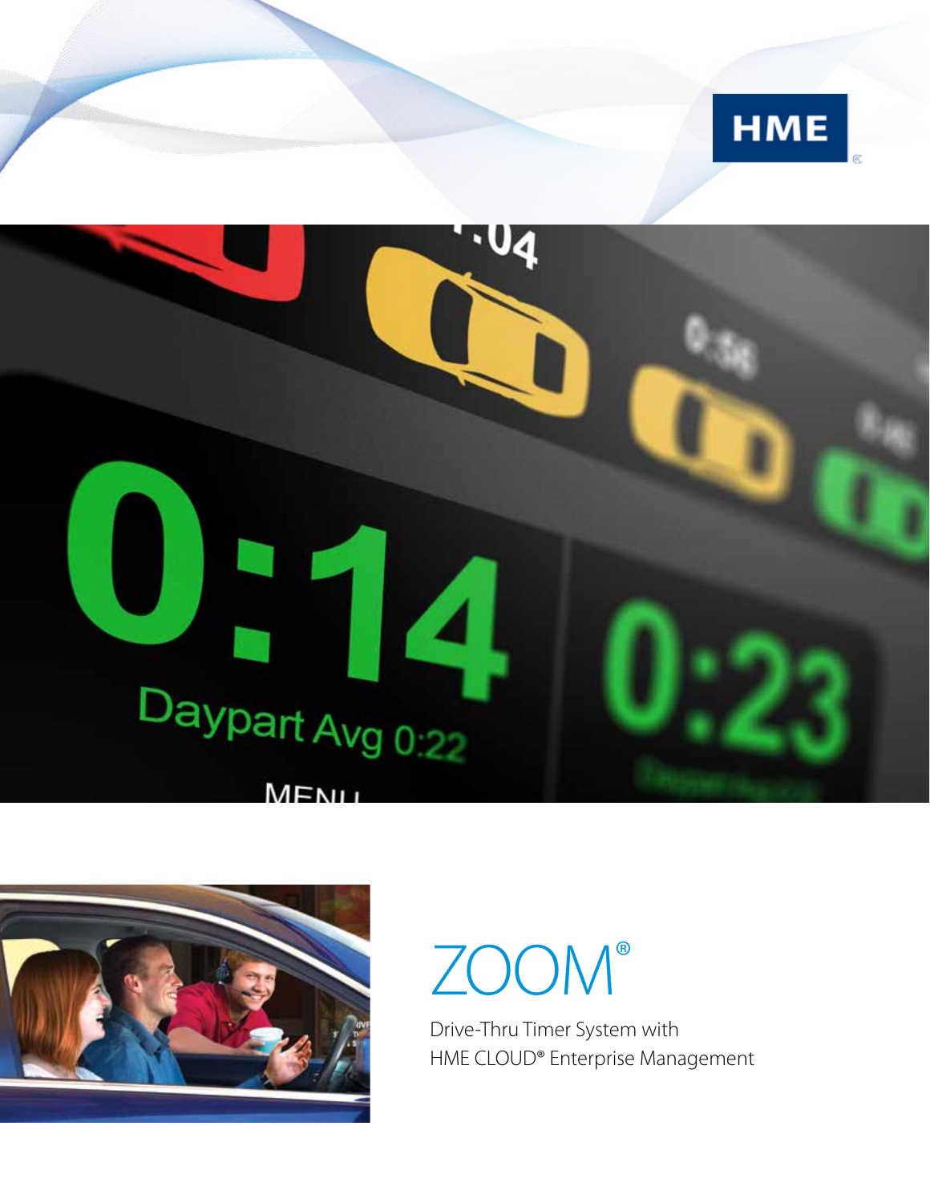# ZOOM®

Drive-Thru Timer System with
HME CLOUD® Enterprise Management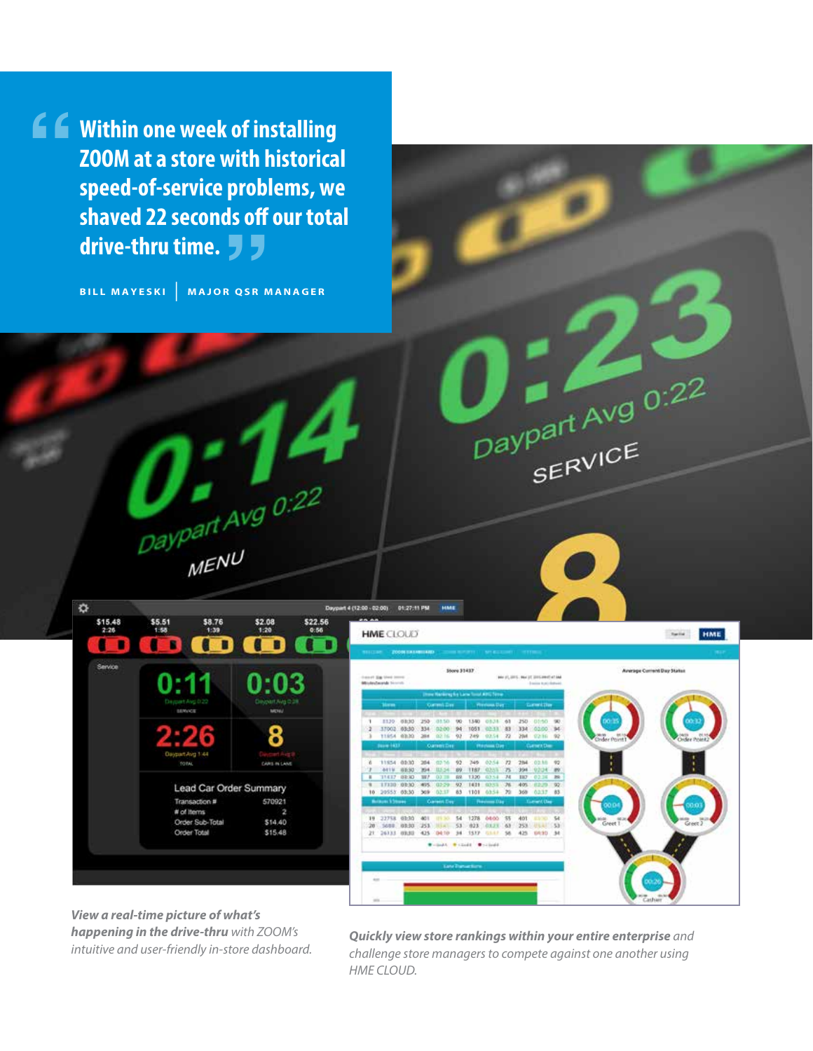> **Within one week of installing ZOOM at a store with historical speed-of-service problems, we shaved 22 seconds off our total drive-thru time.**

**BILL MAYESKI | MAJOR QSR MANAGER**

***View a real-time picture of what's happening in the drive-thru*** *with ZOOM's intuitive and user-friendly in-store dashboard.*

***Quickly view store rankings within your entire enterprise*** *and challenge store managers to compete against one another using HME CLOUD.*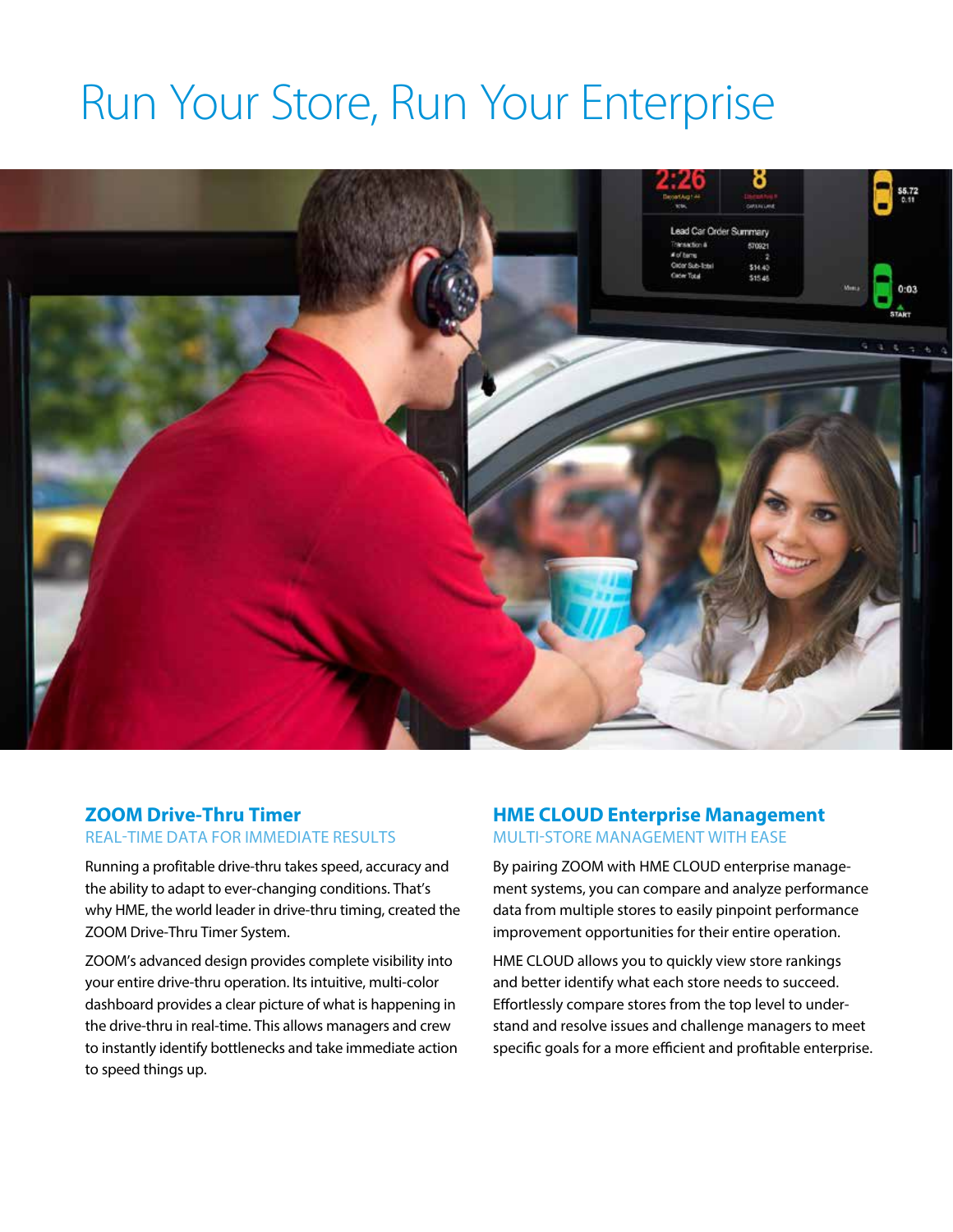# Run Your Store, Run Your Enterprise

## ZOOM Drive-Thru Timer

REAL-TIME DATA FOR IMMEDIATE RESULTS

Running a profitable drive-thru takes speed, accuracy and the ability to adapt to ever-changing conditions. That's why HME, the world leader in drive-thru timing, created the ZOOM Drive-Thru Timer System.

ZOOM's advanced design provides complete visibility into your entire drive-thru operation. Its intuitive, multi-color dashboard provides a clear picture of what is happening in the drive-thru in real-time. This allows managers and crew to instantly identify bottlenecks and take immediate action to speed things up.

## HME CLOUD Enterprise Management

MULTI-STORE MANAGEMENT WITH EASE

By pairing ZOOM with HME CLOUD enterprise management systems, you can compare and analyze performance data from multiple stores to easily pinpoint performance improvement opportunities for their entire operation.

HME CLOUD allows you to quickly view store rankings and better identify what each store needs to succeed. Effortlessly compare stores from the top level to understand and resolve issues and challenge managers to meet specific goals for a more efficient and profitable enterprise.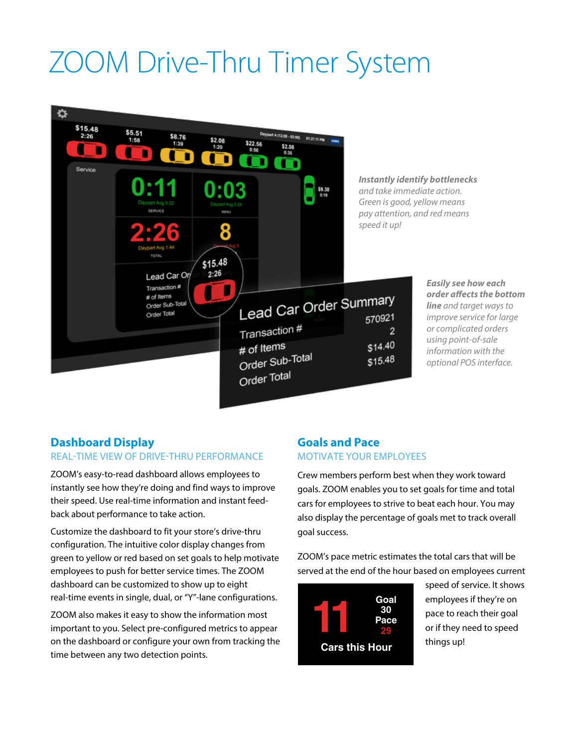# ZOOM Drive-Thru Timer System

***Instantly identify bottlenecks** and take immediate action. Green is good, yellow means pay attention, and red means speed it up!*

***Easily see how each order affects the bottom line** and target ways to improve service for large or complicated orders using point-of-sale information with the optional POS interface.*

## Dashboard Display

REAL-TIME VIEW OF DRIVE-THRU PERFORMANCE

ZOOM's easy-to-read dashboard allows employees to instantly see how they're doing and find ways to improve their speed. Use real-time information and instant feed-back about performance to take action.

Customize the dashboard to fit your store's drive-thru configuration. The intuitive color display changes from green to yellow or red based on set goals to help motivate employees to push for better service times. The ZOOM dashboard can be customized to show up to eight real-time events in single, dual, or "Y"-lane configurations.

ZOOM also makes it easy to show the information most important to you. Select pre-configured metrics to appear on the dashboard or configure your own from tracking the time between any two detection points.

## Goals and Pace

MOTIVATE YOUR EMPLOYEES

Crew members perform best when they work toward goals. ZOOM enables you to set goals for time and total cars for employees to strive to beat each hour. You may also display the percentage of goals met to track overall goal success.

ZOOM's pace metric estimates the total cars that will be served at the end of the hour based on employees current speed of service. It shows employees if they're on pace to reach their goal or if they need to speed things up!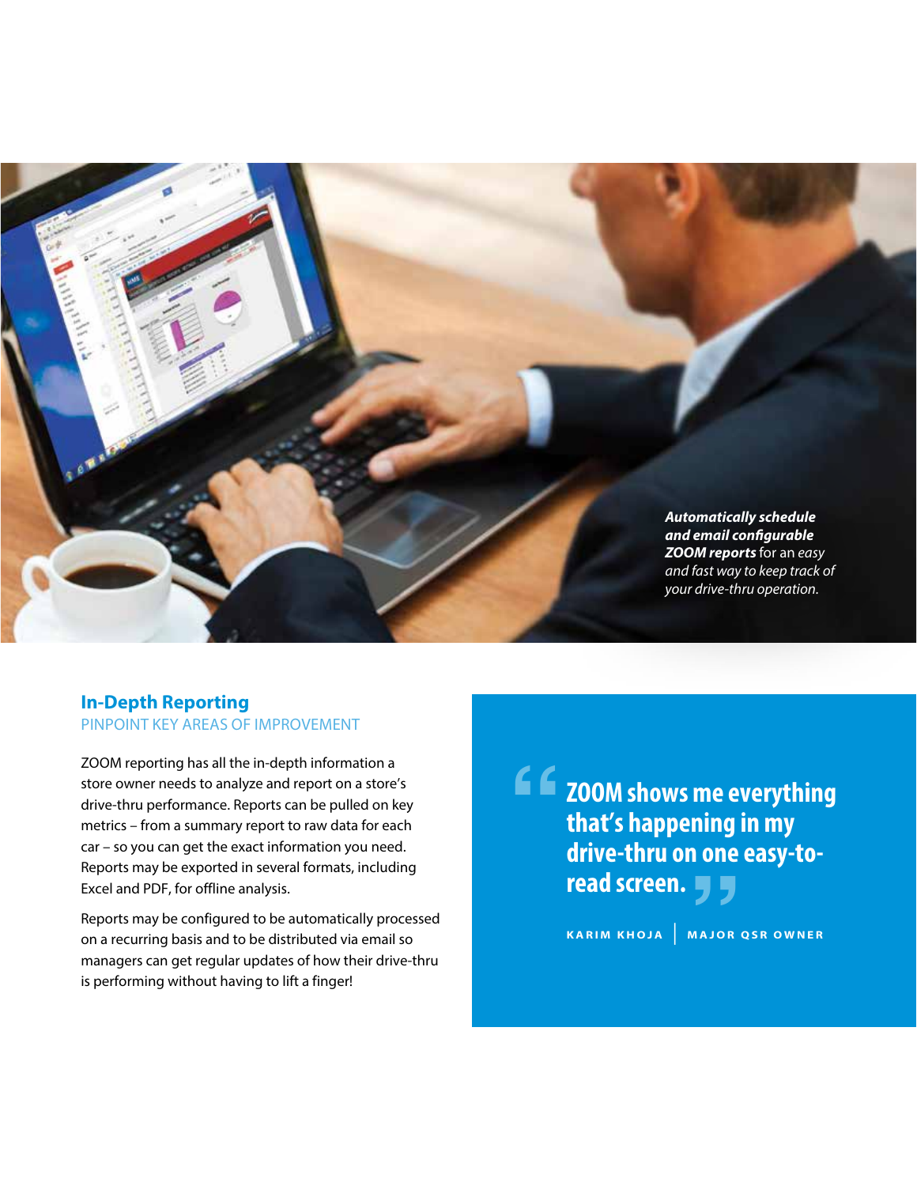***Automatically schedule and email configurable ZOOM reports** for an easy and fast way to keep track of your drive-thru operation.*

## In-Depth Reporting

PINPOINT KEY AREAS OF IMPROVEMENT

ZOOM reporting has all the in-depth information a store owner needs to analyze and report on a store's drive-thru performance. Reports can be pulled on key metrics – from a summary report to raw data for each car – so you can get the exact information you need. Reports may be exported in several formats, including Excel and PDF, for offline analysis.

Reports may be configured to be automatically processed on a recurring basis and to be distributed via email so managers can get regular updates of how their drive-thru is performing without having to lift a finger!

> **"ZOOM shows me everything that's happening in my drive-thru on one easy-to-read screen."**
>
> KARIM KHOJA | MAJOR QSR OWNER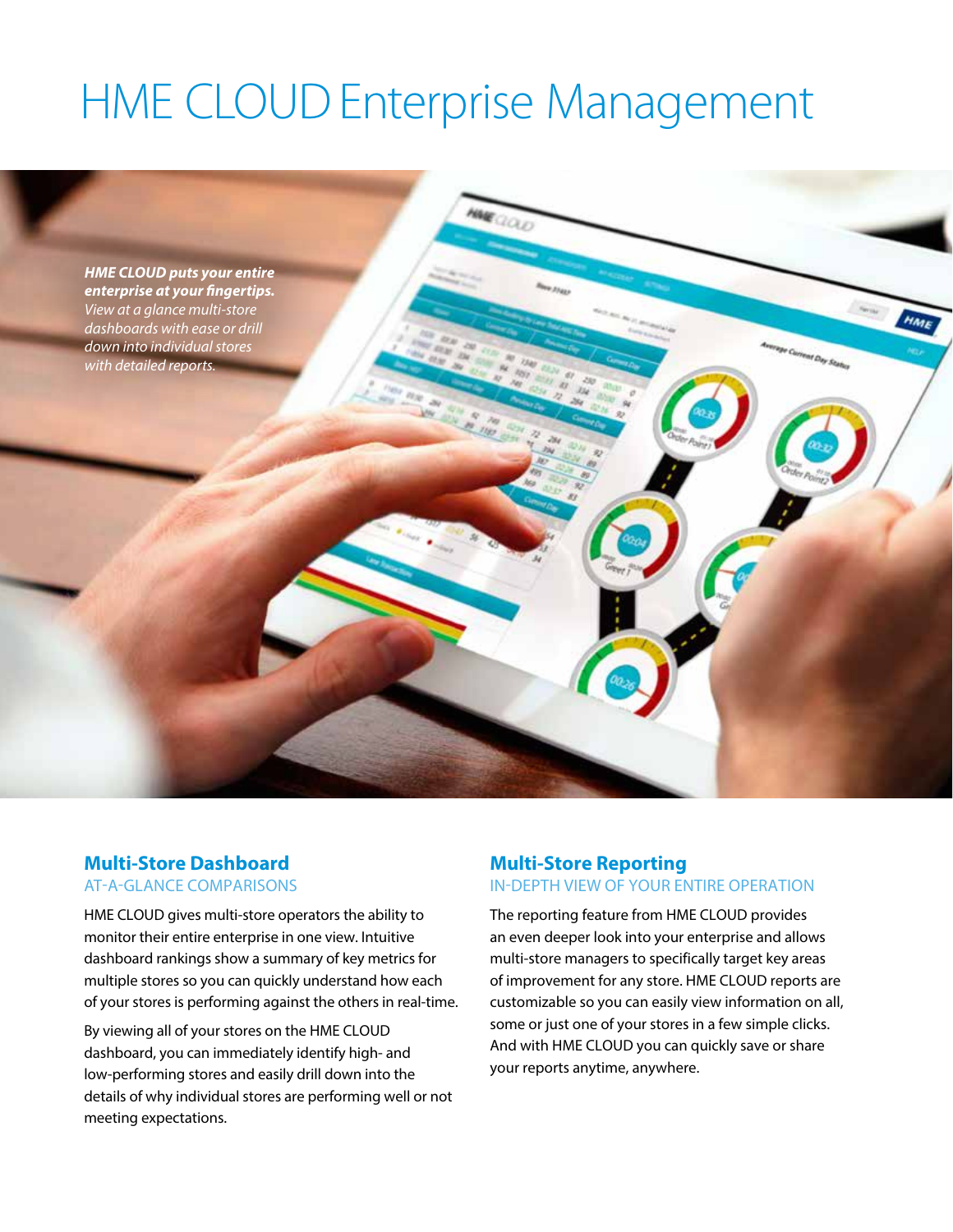# HME CLOUD Enterprise Management

***HME CLOUD puts your entire enterprise at your fingertips.*** *View at a glance multi-store dashboards with ease or drill down into individual stores with detailed reports.*

## Multi-Store Dashboard

AT-A-GLANCE COMPARISONS

HME CLOUD gives multi-store operators the ability to monitor their entire enterprise in one view. Intuitive dashboard rankings show a summary of key metrics for multiple stores so you can quickly understand how each of your stores is performing against the others in real-time.

By viewing all of your stores on the HME CLOUD dashboard, you can immediately identify high- and low-performing stores and easily drill down into the details of why individual stores are performing well or not meeting expectations.

## Multi-Store Reporting

IN-DEPTH VIEW OF YOUR ENTIRE OPERATION

The reporting feature from HME CLOUD provides an even deeper look into your enterprise and allows multi-store managers to specifically target key areas of improvement for any store. HME CLOUD reports are customizable so you can easily view information on all, some or just one of your stores in a few simple clicks. And with HME CLOUD you can quickly save or share your reports anytime, anywhere.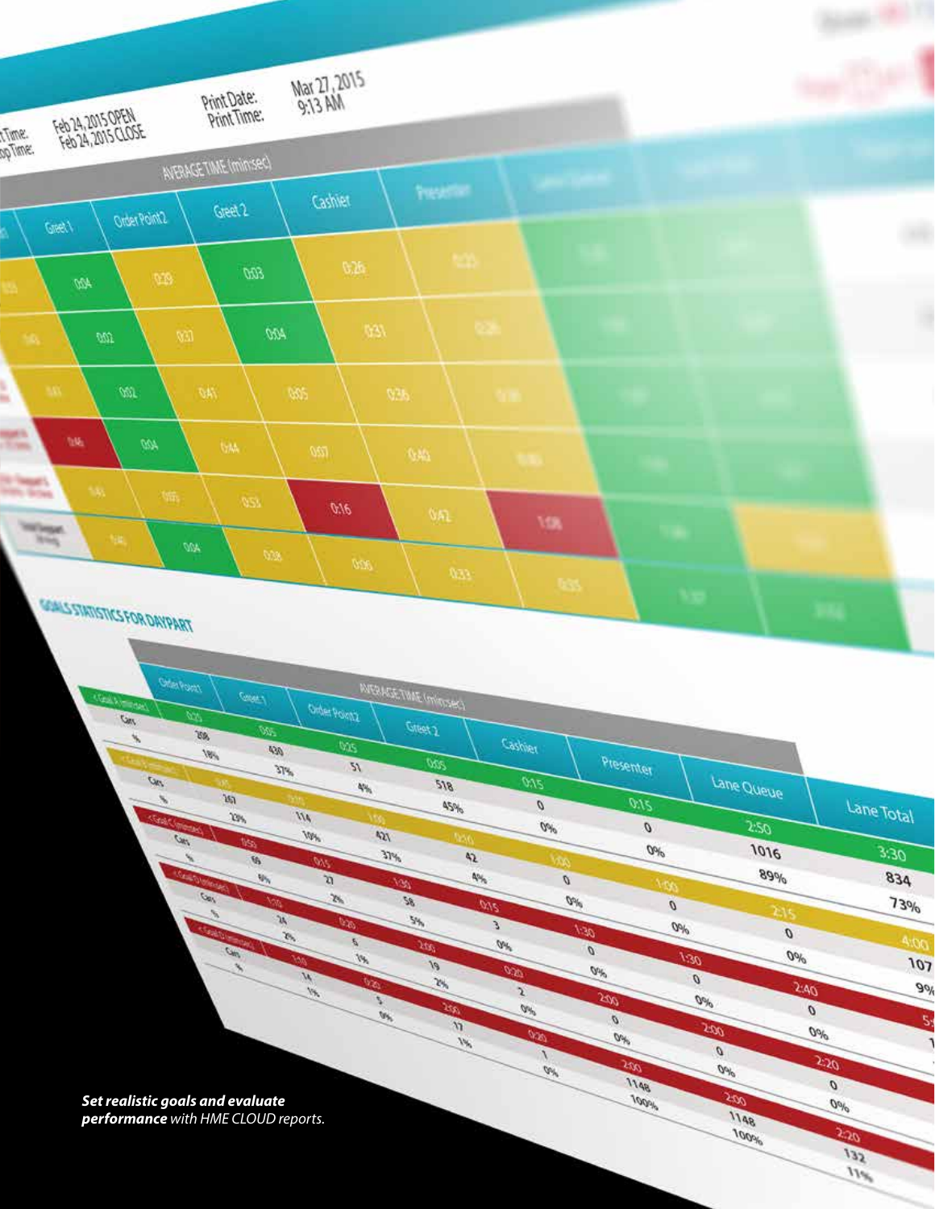***Set realistic goals and evaluate performance*** *with HME CLOUD reports.*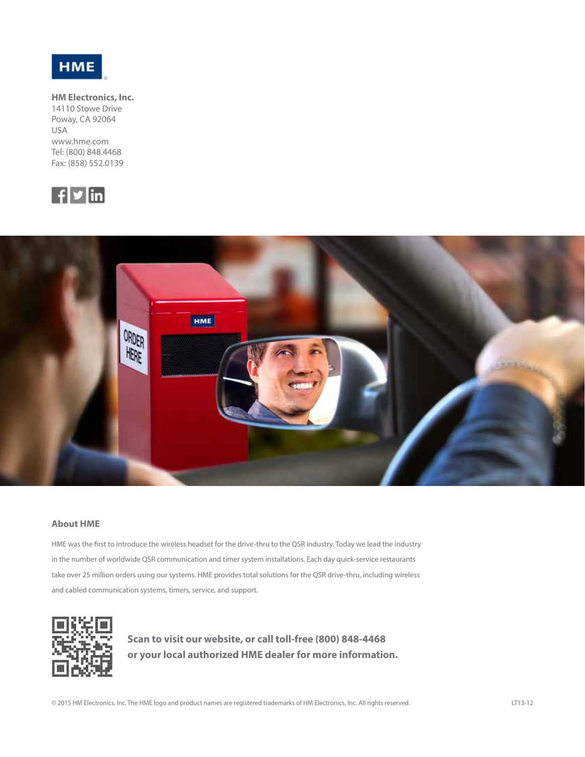**HM Electronics, Inc.**
14110 Stowe Drive
Poway, CA 92064
USA
www.hme.com
Tel: (800) 848.4468
Fax: (858) 552.0139

## About HME

HME was the first to introduce the wireless headset for the drive-thru to the QSR industry. Today we lead the industry in the number of worldwide QSR communication and timer system installations. Each day quick-service restaurants take over 25 million orders using our systems. HME provides total solutions for the QSR drive-thru, including wireless and cabled communication systems, timers, service, and support.

**Scan to visit our website, or call toll-free (800) 848-4468 or your local authorized HME dealer for more information.**

© 2015 HM Electronics, Inc. The HME logo and product names are registered trademarks of HM Electronics, Inc. All rights reserved.

LT13-12